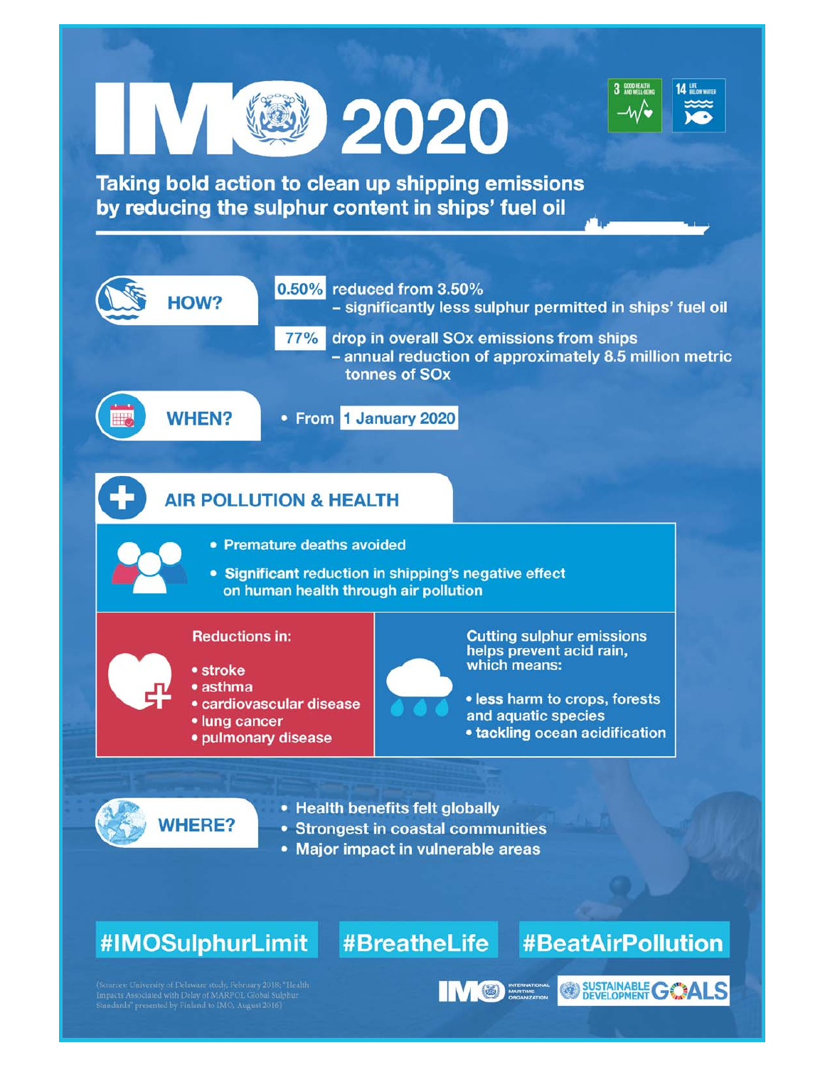# IMO 2020

**Taking bold action to clean up shipping emissions by reducing the sulphur content in ships' fuel oil**

## HOW?

**0.50%** reduced from 3.50%
– significantly less sulphur permitted in ships' fuel oil

**77%** drop in overall SOx emissions from ships
– annual reduction of approximately 8.5 million metric tonnes of SOx

## WHEN?

- From **1 January 2020**

## AIR POLLUTION & HEALTH

- Premature deaths avoided
- **Significant** reduction in shipping's negative effect on human health through air pollution

Reductions in:

- stroke
- asthma
- cardiovascular disease
- lung cancer
- pulmonary disease

Cutting sulphur emissions helps prevent acid rain, which means:

- less harm to crops, forests and aquatic species
- tackling ocean acidification

## WHERE?

- Health benefits felt globally
- Strongest in coastal communities
- Major impact in vulnerable areas

#IMOSulphurLimit #BreatheLife #BeatAirPollution

(Sources: University of Delaware study, February 2018; "Health Impacts Associated with Delay of MARPOL Global Sulphur Standards" presented by Finland to IMO, August 2016)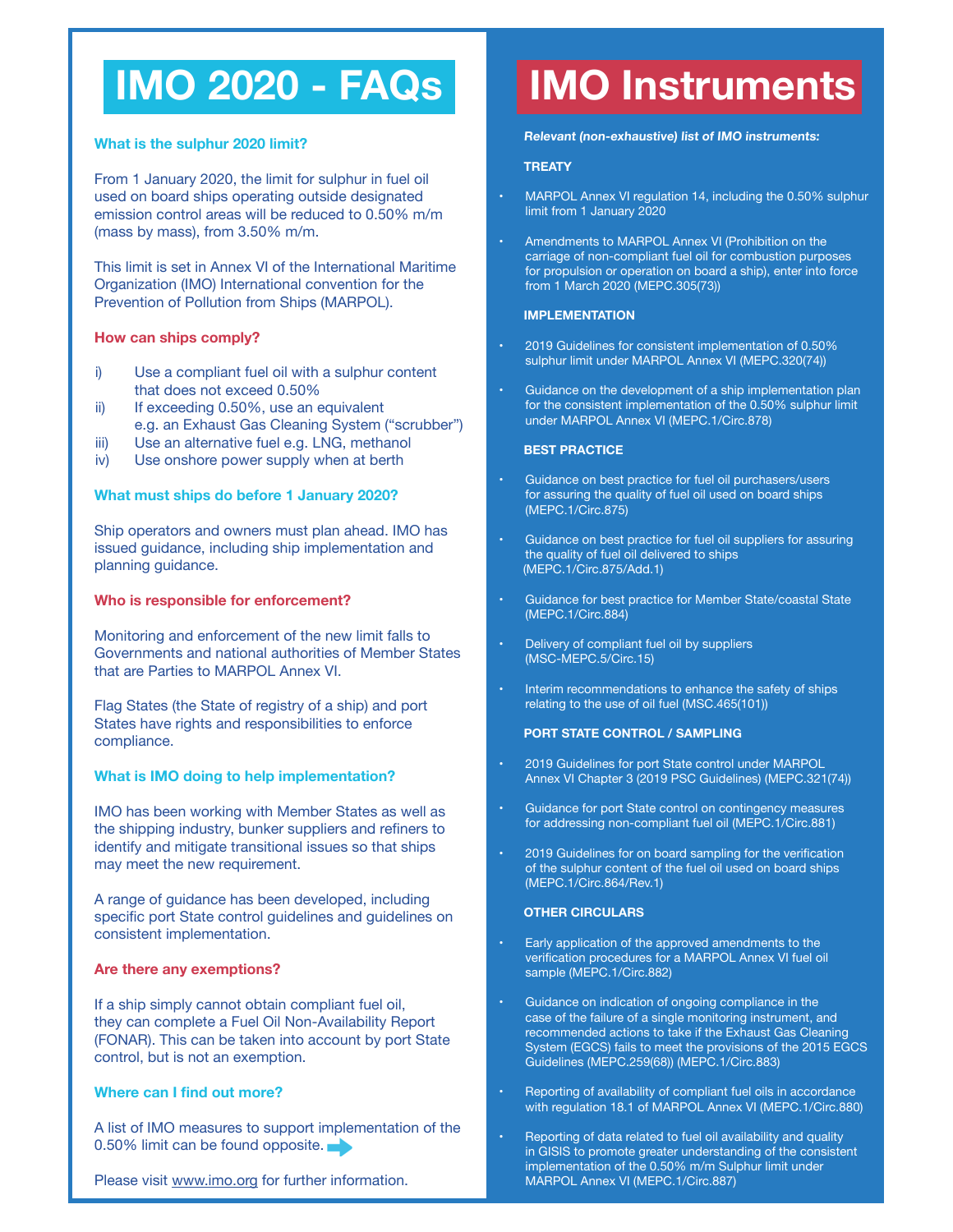# IMO 2020 - FAQs

### What is the sulphur 2020 limit?

From 1 January 2020, the limit for sulphur in fuel oil used on board ships operating outside designated emission control areas will be reduced to 0.50% m/m (mass by mass), from 3.50% m/m.

This limit is set in Annex VI of the International Maritime Organization (IMO) International convention for the Prevention of Pollution from Ships (MARPOL).

### How can ships comply?

i) Use a compliant fuel oil with a sulphur content that does not exceed 0.50%
ii) If exceeding 0.50%, use an equivalent e.g. an Exhaust Gas Cleaning System ("scrubber")
iii) Use an alternative fuel e.g. LNG, methanol
iv) Use onshore power supply when at berth

### What must ships do before 1 January 2020?

Ship operators and owners must plan ahead. IMO has issued guidance, including ship implementation and planning guidance.

### Who is responsible for enforcement?

Monitoring and enforcement of the new limit falls to Governments and national authorities of Member States that are Parties to MARPOL Annex VI.

Flag States (the State of registry of a ship) and port States have rights and responsibilities to enforce compliance.

### What is IMO doing to help implementation?

IMO has been working with Member States as well as the shipping industry, bunker suppliers and refiners to identify and mitigate transitional issues so that ships may meet the new requirement.

A range of guidance has been developed, including specific port State control guidelines and guidelines on consistent implementation.

### Are there any exemptions?

If a ship simply cannot obtain compliant fuel oil, they can complete a Fuel Oil Non-Availability Report (FONAR). This can be taken into account by port State control, but is not an exemption.

### Where can I find out more?

A list of IMO measures to support implementation of the 0.50% limit can be found opposite. ➡

Please visit www.imo.org for further information.

# IMO Instruments

***Relevant (non-exhaustive) list of IMO instruments:***

**TREATY**

- MARPOL Annex VI regulation 14, including the 0.50% sulphur limit from 1 January 2020
- Amendments to MARPOL Annex VI (Prohibition on the carriage of non-compliant fuel oil for combustion purposes for propulsion or operation on board a ship), enter into force from 1 March 2020 (MEPC.305(73))

**IMPLEMENTATION**

- 2019 Guidelines for consistent implementation of 0.50% sulphur limit under MARPOL Annex VI (MEPC.320(74))
- Guidance on the development of a ship implementation plan for the consistent implementation of the 0.50% sulphur limit under MARPOL Annex VI (MEPC.1/Circ.878)

**BEST PRACTICE**

- Guidance on best practice for fuel oil purchasers/users for assuring the quality of fuel oil used on board ships (MEPC.1/Circ.875)
- Guidance on best practice for fuel oil suppliers for assuring the quality of fuel oil delivered to ships (MEPC.1/Circ.875/Add.1)
- Guidance for best practice for Member State/coastal State (MEPC.1/Circ.884)
- Delivery of compliant fuel oil by suppliers (MSC-MEPC.5/Circ.15)
- Interim recommendations to enhance the safety of ships relating to the use of oil fuel (MSC.465(101))

**PORT STATE CONTROL / SAMPLING**

- 2019 Guidelines for port State control under MARPOL Annex VI Chapter 3 (2019 PSC Guidelines) (MEPC.321(74))
- Guidance for port State control on contingency measures for addressing non-compliant fuel oil (MEPC.1/Circ.881)
- 2019 Guidelines for on board sampling for the verification of the sulphur content of the fuel oil used on board ships (MEPC.1/Circ.864/Rev.1)

**OTHER CIRCULARS**

- Early application of the approved amendments to the verification procedures for a MARPOL Annex VI fuel oil sample (MEPC.1/Circ.882)
- Guidance on indication of ongoing compliance in the case of the failure of a single monitoring instrument, and recommended actions to take if the Exhaust Gas Cleaning System (EGCS) fails to meet the provisions of the 2015 EGCS Guidelines (MEPC.259(68)) (MEPC.1/Circ.883)
- Reporting of availability of compliant fuel oils in accordance with regulation 18.1 of MARPOL Annex VI (MEPC.1/Circ.880)
- Reporting of data related to fuel oil availability and quality in GISIS to promote greater understanding of the consistent implementation of the 0.50% m/m Sulphur limit under MARPOL Annex VI (MEPC.1/Circ.887)